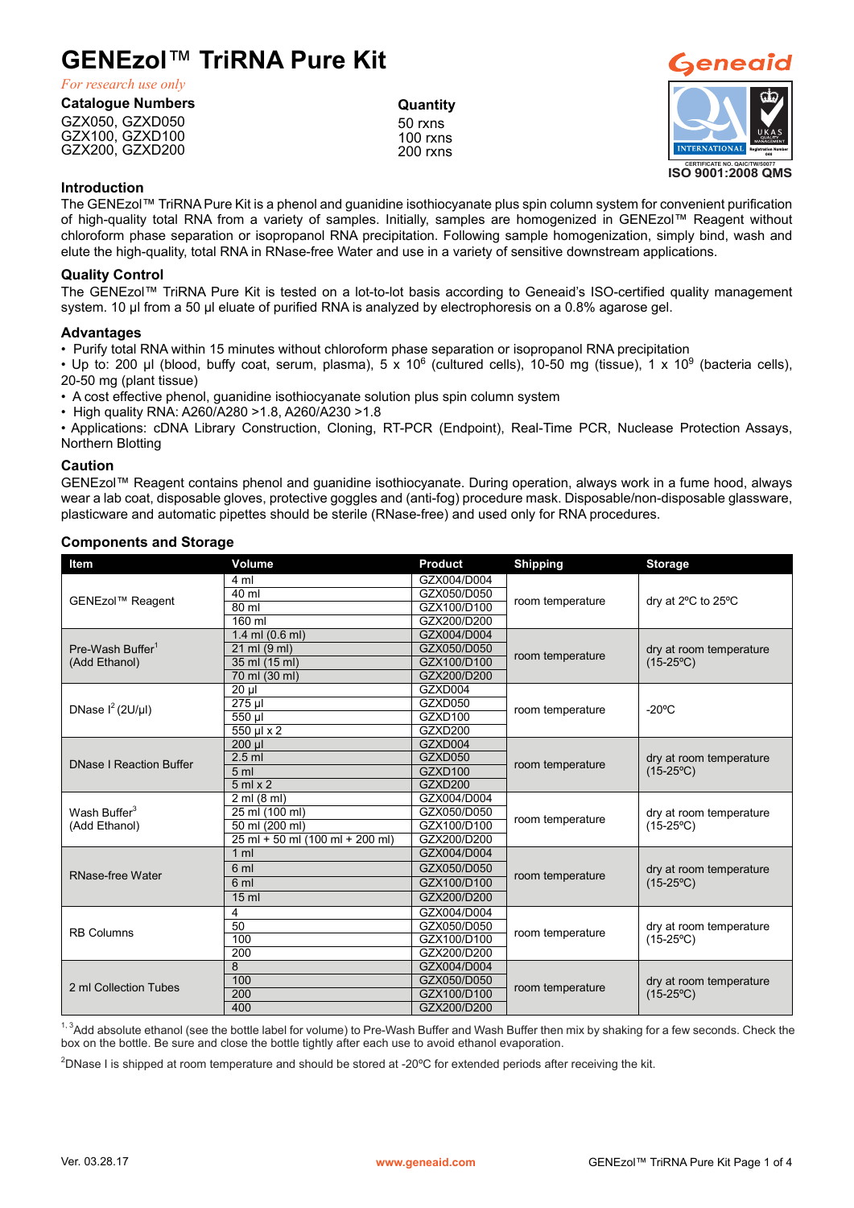# GENEzol™ TriRNA Pure Kit

*For research use only*

**Catalogue Numbers**
GZX050, GZXD050
GZX100, GZXD100
GZX200, GZXD200

**Quantity**
50 rxns
100 rxns
200 rxns

Geneaid

CERTIFICATE NO. QAIC/TW/50077
ISO 9001:2008 QMS

## Introduction

The GENEzol™ TriRNA Pure Kit is a phenol and guanidine isothiocyanate plus spin column system for convenient purification of high-quality total RNA from a variety of samples. Initially, samples are homogenized in GENEzol™ Reagent without chloroform phase separation or isopropanol RNA precipitation. Following sample homogenization, simply bind, wash and elute the high-quality, total RNA in RNase-free Water and use in a variety of sensitive downstream applications.

## Quality Control

The GENEzol™ TriRNA Pure Kit is tested on a lot-to-lot basis according to Geneaid's ISO-certified quality management system. 10 µl from a 50 µl eluate of purified RNA is analyzed by electrophoresis on a 0.8% agarose gel.

## Advantages

- Purify total RNA within 15 minutes without chloroform phase separation or isopropanol RNA precipitation
- Up to: 200 µl (blood, buffy coat, serum, plasma), 5 x $10^6$ (cultured cells), 10-50 mg (tissue), 1 x $10^9$ (bacteria cells), 20-50 mg (plant tissue)
- A cost effective phenol, guanidine isothiocyanate solution plus spin column system
- High quality RNA: A260/A280 >1.8, A260/A230 >1.8
- Applications: cDNA Library Construction, Cloning, RT-PCR (Endpoint), Real-Time PCR, Nuclease Protection Assays, Northern Blotting

## Caution

GENEzol™ Reagent contains phenol and guanidine isothiocyanate. During operation, always work in a fume hood, always wear a lab coat, disposable gloves, protective goggles and (anti-fog) procedure mask. Disposable/non-disposable glassware, plasticware and automatic pipettes should be sterile (RNase-free) and used only for RNA procedures.

## Components and Storage

| Item | Volume | Product | Shipping | Storage |
|---|---|---|---|---|
| GENEzol™ Reagent | 4 ml | GZX004/D004 | room temperature | dry at 2ºC to 25ºC |
| | 40 ml | GZX050/D050 | | |
| | 80 ml | GZX100/D100 | | |
| | 160 ml | GZX200/D200 | | |
| Pre-Wash Buffer[1] (Add Ethanol) | 1.4 ml (0.6 ml) | GZX004/D004 | room temperature | dry at room temperature (15-25ºC) |
| | 21 ml (9 ml) | GZX050/D050 | | |
| | 35 ml (15 ml) | GZX100/D100 | | |
| | 70 ml (30 ml) | GZX200/D200 | | |
| DNase I[2] (2U/µl) | 20 µl | GZXD004 | room temperature | -20ºC |
| | 275 µl | GZXD050 | | |
| | 550 µl | GZXD100 | | |
| | 550 µl x 2 | GZXD200 | | |
| DNase I Reaction Buffer | 200 µl | GZXD004 | room temperature | dry at room temperature (15-25ºC) |
| | 2.5 ml | GZXD050 | | |
| | 5 ml | GZXD100 | | |
| | 5 ml x 2 | GZXD200 | | |
| Wash Buffer[3] (Add Ethanol) | 2 ml (8 ml) | GZX004/D004 | room temperature | dry at room temperature (15-25ºC) |
| | 25 ml (100 ml) | GZX050/D050 | | |
| | 50 ml (200 ml) | GZX100/D100 | | |
| | 25 ml + 50 ml (100 ml + 200 ml) | GZX200/D200 | | |
| RNase-free Water | 1 ml | GZX004/D004 | room temperature | dry at room temperature (15-25ºC) |
| | 6 ml | GZX050/D050 | | |
| | 6 ml | GZX100/D100 | | |
| | 15 ml | GZX200/D200 | | |
| RB Columns | 4 | GZX004/D004 | room temperature | dry at room temperature (15-25ºC) |
| | 50 | GZX050/D050 | | |
| | 100 | GZX100/D100 | | |
| | 200 | GZX200/D200 | | |
| 2 ml Collection Tubes | 8 | GZX004/D004 | room temperature | dry at room temperature (15-25ºC) |
| | 100 | GZX050/D050 | | |
| | 200 | GZX100/D100 | | |
| | 400 | GZX200/D200 | | |

[1,3] Add absolute ethanol (see the bottle label for volume) to Pre-Wash Buffer and Wash Buffer then mix by shaking for a few seconds. Check the box on the bottle. Be sure and close the bottle tightly after each use to avoid ethanol evaporation.

[2] DNase I is shipped at room temperature and should be stored at -20ºC for extended periods after receiving the kit.

Ver. 03.28.17

www.geneaid.com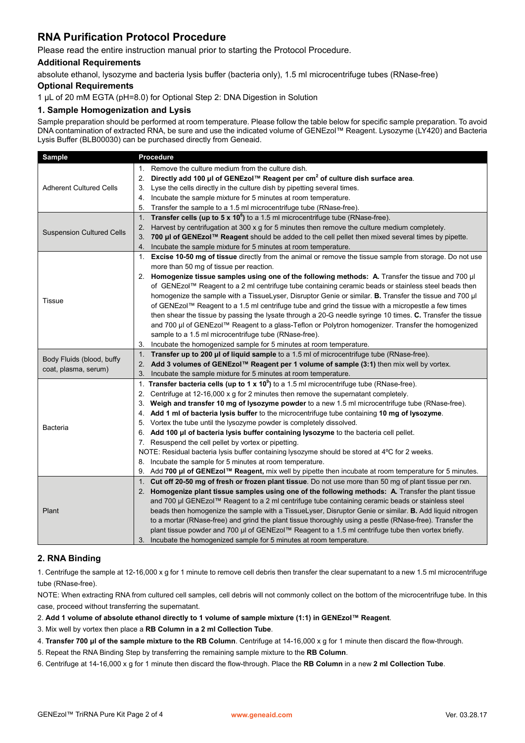# RNA Purification Protocol Procedure

Please read the entire instruction manual prior to starting the Protocol Procedure.

### Additional Requirements

absolute ethanol, lysozyme and bacteria lysis buffer (bacteria only), 1.5 ml microcentrifuge tubes (RNase-free)

### Optional Requirements

1 µL of 20 mM EGTA (pH=8.0) for Optional Step 2: DNA Digestion in Solution

### 1. Sample Homogenization and Lysis

Sample preparation should be performed at room temperature. Please follow the table below for specific sample preparation. To avoid DNA contamination of extracted RNA, be sure and use the indicated volume of GENEzol™ Reagent. Lysozyme (LY420) and Bacteria Lysis Buffer (BLB00030) can be purchased directly from Geneaid.

| Sample | Procedure |
|---|---|
| Adherent Cultured Cells | 1. Remove the culture medium from the culture dish.<br>2. **Directly add 100 µl of GENEzol™ Reagent per cm$^2$ of culture dish surface area**.<br>3. Lyse the cells directly in the culture dish by pipetting several times.<br>4. Incubate the sample mixture for 5 minutes at room temperature.<br>5. Transfer the sample to a 1.5 ml microcentrifuge tube (RNase-free). |
| Suspension Cultured Cells | 1. **Transfer cells (up to 5 x 10$^6$)** to a 1.5 ml microcentrifuge tube (RNase-free).<br>2. Harvest by centrifugation at 300 x g for 5 minutes then remove the culture medium completely.<br>3. **700 µl of GENEzol™ Reagent** should be added to the cell pellet then mixed several times by pipette.<br>4. Incubate the sample mixture for 5 minutes at room temperature. |
| Tissue | 1. **Excise 10-50 mg of tissue** directly from the animal or remove the tissue sample from storage. Do not use more than 50 mg of tissue per reaction.<br>2. **Homogenize tissue samples using one of the following methods: A.** Transfer the tissue and 700 µl of GENEzol™ Reagent to a 2 ml centrifuge tube containing ceramic beads or stainless steel beads then homogenize the sample with a TissueLyser, Disruptor Genie or similar. **B.** Transfer the tissue and 700 µl of GENEzol™ Reagent to a 1.5 ml centrifuge tube and grind the tissue with a micropestle a few times then shear the tissue by passing the lysate through a 20-G needle syringe 10 times. **C.** Transfer the tissue and 700 µl of GENEzol™ Reagent to a glass-Teflon or Polytron homogenizer. Transfer the homogenized sample to a 1.5 ml microcentrifuge tube (RNase-free).<br>3. Incubate the homogenized sample for 5 minutes at room temperature. |
| Body Fluids (blood, buffy coat, plasma, serum) | 1. **Transfer up to 200 µl of liquid sample** to a 1.5 ml of microcentrifuge tube (RNase-free).<br>2. **Add 3 volumes of GENEzol™ Reagent per 1 volume of sample (3:1)** then mix well by vortex.<br>3. Incubate the sample mixture for 5 minutes at room temperature. |
| Bacteria | 1. **Transfer bacteria cells (up to 1 x 10$^9$)** to a 1.5 ml microcentrifuge tube (RNase-free).<br>2. Centrifuge at 12-16,000 x g for 2 minutes then remove the supernatant completely.<br>3. **Weigh and transfer 10 mg of lysozyme powder** to a new 1.5 ml microcentrifuge tube (RNase-free).<br>4. **Add 1 ml of bacteria lysis buffer** to the microcentrifuge tube containing **10 mg of lysozyme**.<br>5. Vortex the tube until the lysozyme powder is completely dissolved.<br>6. **Add 100 µl of bacteria lysis buffer containing lysozyme** to the bacteria cell pellet.<br>7. Resuspend the cell pellet by vortex or pipetting.<br>NOTE: Residual bacteria lysis buffer containing lysozyme should be stored at 4ºC for 2 weeks.<br>8. Incubate the sample for 5 minutes at room temperature.<br>9. Add **700 µl of GENEzol™ Reagent,** mix well by pipette then incubate at room temperature for 5 minutes. |
| Plant | 1. **Cut off 20-50 mg of fresh or frozen plant tissue**. Do not use more than 50 mg of plant tissue per rxn.<br>2. **Homogenize plant tissue samples using one of the following methods: A.** Transfer the plant tissue and 700 µl GENEzol™ Reagent to a 2 ml centrifuge tube containing ceramic beads or stainless steel beads then homogenize the sample with a TissueLyser, Disruptor Genie or similar. **B.** Add liquid nitrogen to a mortar (RNase-free) and grind the plant tissue thoroughly using a pestle (RNase-free). Transfer the plant tissue powder and 700 µl of GENEzol™ Reagent to a 1.5 ml centrifuge tube then vortex briefly.<br>3. Incubate the homogenized sample for 5 minutes at room temperature. |

### 2. RNA Binding

1. Centrifuge the sample at 12-16,000 x g for 1 minute to remove cell debris then transfer the clear supernatant to a new 1.5 ml microcentrifuge tube (RNase-free).

NOTE: When extracting RNA from cultured cell samples, cell debris will not commonly collect on the bottom of the microcentrifuge tube. In this case, proceed without transferring the supernatant.

2. **Add 1 volume of absolute ethanol directly to 1 volume of sample mixture (1:1) in GENEzol™ Reagent**.
3. Mix well by vortex then place a **RB Column in a 2 ml Collection Tube**.
4. **Transfer 700 µl of the sample mixture to the RB Column**. Centrifuge at 14-16,000 x g for 1 minute then discard the flow-through.
5. Repeat the RNA Binding Step by transferring the remaining sample mixture to the **RB Column**.
6. Centrifuge at 14-16,000 x g for 1 minute then discard the flow-through. Place the **RB Column** in a new **2 ml Collection Tube**.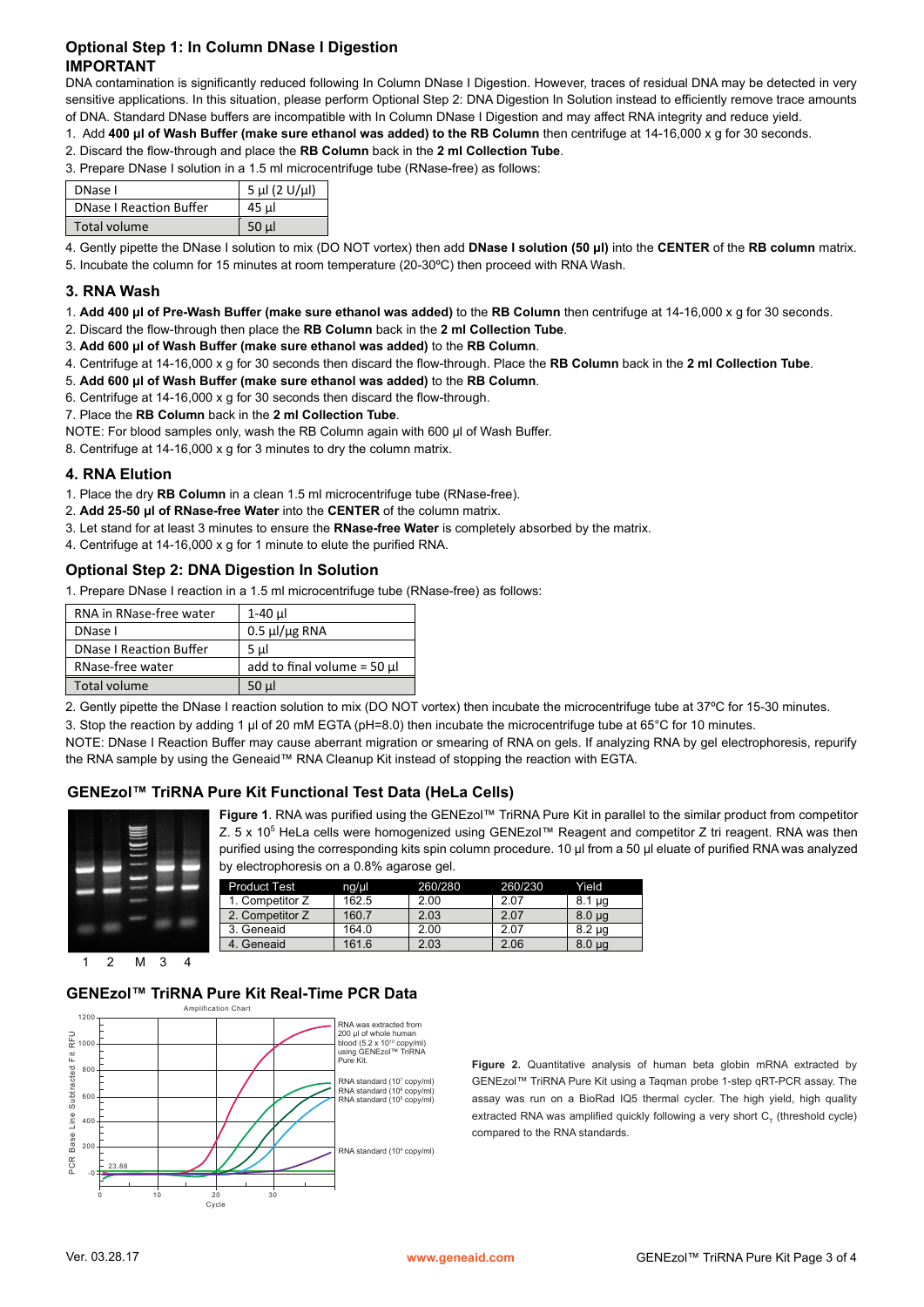## Optional Step 1: In Column DNase I Digestion

**IMPORTANT**

DNA contamination is significantly reduced following In Column DNase I Digestion. However, traces of residual DNA may be detected in very sensitive applications. In this situation, please perform Optional Step 2: DNA Digestion In Solution instead to efficiently remove trace amounts of DNA. Standard DNase buffers are incompatible with In Column DNase I Digestion and may affect RNA integrity and reduce yield.

1. Add **400 µl of Wash Buffer (make sure ethanol was added) to the RB Column** then centrifuge at 14-16,000 x g for 30 seconds.
2. Discard the flow-through and place the **RB Column** back in the **2 ml Collection Tube**.
3. Prepare DNase I solution in a 1.5 ml microcentrifuge tube (RNase-free) as follows:

| | |
|---|---|
| DNase I | 5 µl (2 U/µl) |
| DNase I Reaction Buffer | 45 µl |
| Total volume | 50 µl |

4. Gently pipette the DNase I solution to mix (DO NOT vortex) then add **DNase I solution (50 µl)** into the **CENTER** of the **RB column** matrix.
5. Incubate the column for 15 minutes at room temperature (20-30ºC) then proceed with RNA Wash.

## 3. RNA Wash

1. **Add 400 µl of Pre-Wash Buffer (make sure ethanol was added)** to the **RB Column** then centrifuge at 14-16,000 x g for 30 seconds.
2. Discard the flow-through then place the **RB Column** back in the **2 ml Collection Tube**.
3. **Add 600 µl of Wash Buffer (make sure ethanol was added)** to the **RB Column**.
4. Centrifuge at 14-16,000 x g for 30 seconds then discard the flow-through. Place the **RB Column** back in the **2 ml Collection Tube**.
5. **Add 600 µl of Wash Buffer (make sure ethanol was added)** to the **RB Column**.
6. Centrifuge at 14-16,000 x g for 30 seconds then discard the flow-through.
7. Place the **RB Column** back in the **2 ml Collection Tube**.

NOTE: For blood samples only, wash the RB Column again with 600 µl of Wash Buffer.

8. Centrifuge at 14-16,000 x g for 3 minutes to dry the column matrix.

## 4. RNA Elution

1. Place the dry **RB Column** in a clean 1.5 ml microcentrifuge tube (RNase-free).
2. **Add 25-50 µl of RNase-free Water** into the **CENTER** of the column matrix.
3. Let stand for at least 3 minutes to ensure the **RNase-free Water** is completely absorbed by the matrix.
4. Centrifuge at 14-16,000 x g for 1 minute to elute the purified RNA.

## Optional Step 2: DNA Digestion In Solution

1. Prepare DNase I reaction in a 1.5 ml microcentrifuge tube (RNase-free) as follows:

| | |
|---|---|
| RNA in RNase-free water | 1-40 µl |
| DNase I | 0.5 µl/µg RNA |
| DNase I Reaction Buffer | 5 µl |
| RNase-free water | add to final volume = 50 µl |
| Total volume | 50 µl |

2. Gently pipette the DNase I reaction solution to mix (DO NOT vortex) then incubate the microcentrifuge tube at 37ºC for 15-30 minutes.
3. Stop the reaction by adding 1 µl of 20 mM EGTA (pH=8.0) then incubate the microcentrifuge tube at 65°C for 10 minutes.

NOTE: DNase I Reaction Buffer may cause aberrant migration or smearing of RNA on gels. If analyzing RNA by gel electrophoresis, repurify the RNA sample by using the Geneaid™ RNA Cleanup Kit instead of stopping the reaction with EGTA.

## GENEzol™ TriRNA Pure Kit Functional Test Data (HeLa Cells)

1 2 M 3 4

**Figure 1**. RNA was purified using the GENEzol™ TriRNA Pure Kit in parallel to the similar product from competitor Z. 5 x $10^5$ HeLa cells were homogenized using GENEzol™ Reagent and competitor Z tri reagent. RNA was then purified using the corresponding kits spin column procedure. 10 µl from a 50 µl eluate of purified RNA was analyzed by electrophoresis on a 0.8% agarose gel.

| Product Test | ng/µl | 260/280 | 260/230 | Yield |
|---|---|---|---|---|
| 1. Competitor Z | 162.5 | 2.00 | 2.07 | 8.1 µg |
| 2. Competitor Z | 160.7 | 2.03 | 2.07 | 8.0 µg |
| 3. Geneaid | 164.0 | 2.00 | 2.07 | 8.2 µg |
| 4. Geneaid | 161.6 | 2.03 | 2.06 | 8.0 µg |

## GENEzol™ TriRNA Pure Kit Real-Time PCR Data

Amplification Chart

PCR Base Line Subtracted Fit RFU

1200
1000
800
600
400
200
-0
23.88

0 10 20 30

Cycle

RNA was extracted from 200 µl of whole human blood (5.2 x $10^{10}$ copy/ml) using GENEzol™ TriRNA Pure Kit.

RNA standard ($10^7$ copy/ml)
RNA standard ($10^6$ copy/ml)
RNA standard ($10^5$ copy/ml)

RNA standard ($10^4$ copy/ml)

**Figure 2.** Quantitative analysis of human beta globin mRNA extracted by GENEzol™ TriRNA Pure Kit using a Taqman probe 1-step qRT-PCR assay. The assay was run on a BioRad IQ5 thermal cycler. The high yield, high quality extracted RNA was amplified quickly following a very short $C_T$ (threshold cycle) compared to the RNA standards.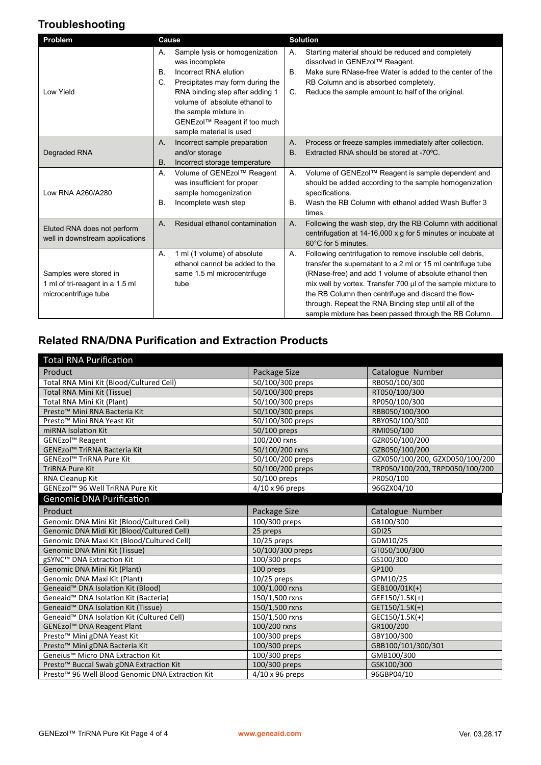## Troubleshooting

| Problem | Cause | Solution |
|---|---|---|
| Low Yield | A. Sample lysis or homogenization was incomplete<br>B. Incorrect RNA elution<br>C. Precipitates may form during the RNA binding step after adding 1 volume of absolute ethanol to the sample mixture in GENEzol™ Reagent if too much sample material is used | A. Starting material should be reduced and completely dissolved in GENEzol™ Reagent.<br>B. Make sure RNase-free Water is added to the center of the RB Column and is absorbed completely.<br>C. Reduce the sample amount to half of the original. |
| Degraded RNA | A. Incorrect sample preparation and/or storage<br>B. Incorrect storage temperature | A. Process or freeze samples immediately after collection.<br>B. Extracted RNA should be stored at -70ºC. |
| Low RNA A260/A280 | A. Volume of GENEzol™ Reagent was insufficient for proper sample homogenization<br>B. Incomplete wash step | A. Volume of GENEzol™ Reagent is sample dependent and should be added according to the sample homogenization specifications.<br>B. Wash the RB Column with ethanol added Wash Buffer 3 times. |
| Eluted RNA does not perform well in downstream applications | A. Residual ethanol contamination | A. Following the wash step, dry the RB Column with additional centrifugation at 14-16,000 x g for 5 minutes or incubate at 60°C for 5 minutes. |
| Samples were stored in 1 ml of tri-reagent in a 1.5 ml microcentrifuge tube | A. 1 ml (1 volume) of absolute ethanol cannot be added to the same 1.5 ml microcentrifuge tube | A. Following centrifugation to remove insoluble cell debris, transfer the supernatant to a 2 ml or 15 ml centrifuge tube (RNase-free) and add 1 volume of absolute ethanol then mix well by vortex. Transfer 700 µl of the sample mixture to the RB Column then centrifuge and discard the flow-through. Repeat the RNA Binding step until all of the sample mixture has been passed through the RB Column. |

## Related RNA/DNA Purification and Extraction Products

| Total RNA Purification | | |
|---|---|---|
| Product | Package Size | Catalogue Number |
| Total RNA Mini Kit (Blood/Cultured Cell) | 50/100/300 preps | RB050/100/300 |
| Total RNA Mini Kit (Tissue) | 50/100/300 preps | RT050/100/300 |
| Total RNA Mini Kit (Plant) | 50/100/300 preps | RP050/100/300 |
| Presto™ Mini RNA Bacteria Kit | 50/100/300 preps | RBB050/100/300 |
| Presto™ Mini RNA Yeast Kit | 50/100/300 preps | RBY050/100/300 |
| miRNA Isolation Kit | 50/100 preps | RMI050/100 |
| GENEzol™ Reagent | 100/200 rxns | GZR050/100/200 |
| GENEzol™ TriRNA Bacteria Kit | 50/100/200 rxns | GZB050/100/200 |
| GENEzol™ TriRNA Pure Kit | 50/100/200 preps | GZX050/100/200, GZXD050/100/200 |
| TriRNA Pure Kit | 50/100/200 preps | TRP050/100/200, TRPD050/100/200 |
| RNA Cleanup Kit | 50/100 preps | PR050/100 |
| GENEzol™ 96 Well TriRNA Pure Kit | 4/10 x 96 preps | 96GZX04/10 |

| Genomic DNA Purification | | |
|---|---|---|
| Product | Package Size | Catalogue Number |
| Genomic DNA Mini Kit (Blood/Cultured Cell) | 100/300 preps | GB100/300 |
| Genomic DNA Midi Kit (Blood/Cultured Cell) | 25 preps | GDI25 |
| Genomic DNA Maxi Kit (Blood/Cultured Cell) | 10/25 preps | GDM10/25 |
| Genomic DNA Mini Kit (Tissue) | 50/100/300 preps | GT050/100/300 |
| gSYNC™ DNA Extraction Kit | 100/300 preps | GS100/300 |
| Genomic DNA Mini Kit (Plant) | 100 preps | GP100 |
| Genomic DNA Maxi Kit (Plant) | 10/25 preps | GPM10/25 |
| Geneaid™ DNA Isolation Kit (Blood) | 100/1,000 rxns | GEB100/01K(+) |
| Geneaid™ DNA Isolation Kit (Bacteria) | 150/1,500 rxns | GEE150/1.5K(+) |
| Geneaid™ DNA Isolation Kit (Tissue) | 150/1,500 rxns | GET150/1.5K(+) |
| Geneaid™ DNA Isolation Kit (Cultured Cell) | 150/1,500 rxns | GEC150/1.5K(+) |
| GENEzol™ DNA Reagent Plant | 100/200 rxns | GR100/200 |
| Presto™ Mini gDNA Yeast Kit | 100/300 preps | GBY100/300 |
| Presto™ Mini gDNA Bacteria Kit | 100/300 preps | GBB100/101/300/301 |
| Geneius™ Micro DNA Extraction Kit | 100/300 preps | GMB100/300 |
| Presto™ Buccal Swab gDNA Extraction Kit | 100/300 preps | GSK100/300 |
| Presto™ 96 Well Blood Genomic DNA Extraction Kit | 4/10 x 96 preps | 96GBP04/10 |

www.geneaid.com

Ver. 03.28.17